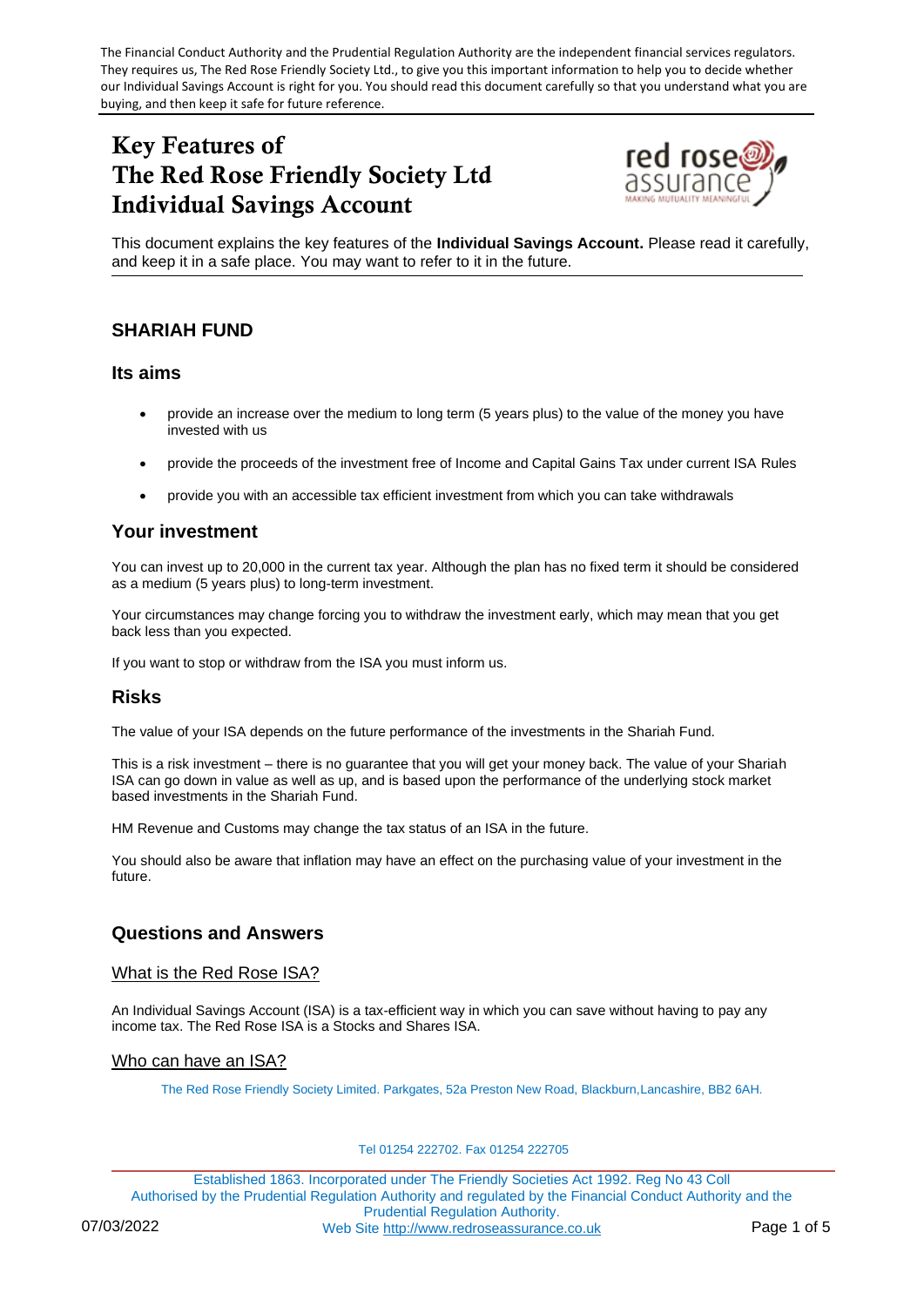The Financial Conduct Authority and the Prudential Regulation Authority are the independent financial services regulators. They requires us, The Red Rose Friendly Society Ltd., to give you this important information to help you to decide whether our Individual Savings Account is right for you. You should read this document carefully so that you understand what you are buying, and then keep it safe for future reference.

# Key Features of The Red Rose Friendly Society Ltd Individual Savings Account

This document explains the key features of the **Individual Savings Account.** Please read it carefully, and keep it in a safe place. You may want to refer to it in the future.

## SHARIAH FUND

### Its aims

- provide an increase over the medium to long term (5 years plus) to the value of the money you have invested with us
- provide the proceeds of the investment free of Income and Capital Gains Tax under current ISA Rules
- provide you with an accessible tax efficient investment from which you can take withdrawals

### Your investment

You can invest up to 20,000 in the current tax year. Although the plan has no fixed term it should be considered as a medium (5 years plus) to long-term investment.

Your circumstances may change forcing you to withdraw the investment early, which may mean that you get back less than you expected.

If you want to stop or withdraw from the ISA you must inform us.

### Risks

The value of your ISA depends on the future performance of the investments in the Shariah Fund.

This is a risk investment – there is no guarantee that you will get your money back. The value of your Shariah ISA can go down in value as well as up, and is based upon the performance of the underlying stock market based investments in the Shariah Fund.

HM Revenue and Customs may change the tax status of an ISA in the future.

You should also be aware that inflation may have an effect on the purchasing value of your investment in the future.

## Questions and Answers

### What is the Red Rose ISA?

An Individual Savings Account (ISA) is a tax-efficient way in which you can save without having to pay any income tax. The Red Rose ISA is a Stocks and Shares ISA.

### Who can have an ISA?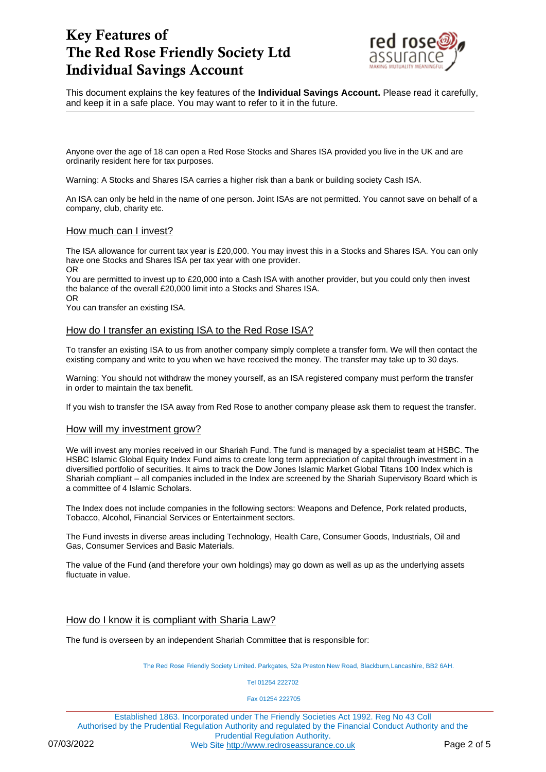# Key Features of The Red Rose Friendly Society Ltd Individual Savings Account

This document explains the key features of the **Individual Savings Account.** Please read it carefully, and keep it in a safe place. You may want to refer to it in the future.

Anyone over the age of 18 can open a Red Rose Stocks and Shares ISA provided you live in the UK and are ordinarily resident here for tax purposes.

Warning: A Stocks and Shares ISA carries a higher risk than a bank or building society Cash ISA.

An ISA can only be held in the name of one person. Joint ISAs are not permitted. You cannot save on behalf of a company, club, charity etc.

## How much can I invest?

The ISA allowance for current tax year is £20,000. You may invest this in a Stocks and Shares ISA. You can only have one Stocks and Shares ISA per tax year with one provider.
OR
You are permitted to invest up to £20,000 into a Cash ISA with another provider, but you could only then invest the balance of the overall £20,000 limit into a Stocks and Shares ISA.
OR
You can transfer an existing ISA.

## How do I transfer an existing ISA to the Red Rose ISA?

To transfer an existing ISA to us from another company simply complete a transfer form. We will then contact the existing company and write to you when we have received the money. The transfer may take up to 30 days.

Warning: You should not withdraw the money yourself, as an ISA registered company must perform the transfer in order to maintain the tax benefit.

If you wish to transfer the ISA away from Red Rose to another company please ask them to request the transfer.

## How will my investment grow?

We will invest any monies received in our Shariah Fund. The fund is managed by a specialist team at HSBC. The HSBC Islamic Global Equity Index Fund aims to create long term appreciation of capital through investment in a diversified portfolio of securities. It aims to track the Dow Jones Islamic Market Global Titans 100 Index which is Shariah compliant – all companies included in the Index are screened by the Shariah Supervisory Board which is a committee of 4 Islamic Scholars.

The Index does not include companies in the following sectors: Weapons and Defence, Pork related products, Tobacco, Alcohol, Financial Services or Entertainment sectors.

The Fund invests in diverse areas including Technology, Health Care, Consumer Goods, Industrials, Oil and Gas, Consumer Services and Basic Materials.

The value of the Fund (and therefore your own holdings) may go down as well as up as the underlying assets fluctuate in value.

## How do I know it is compliant with Sharia Law?

The fund is overseen by an independent Shariah Committee that is responsible for: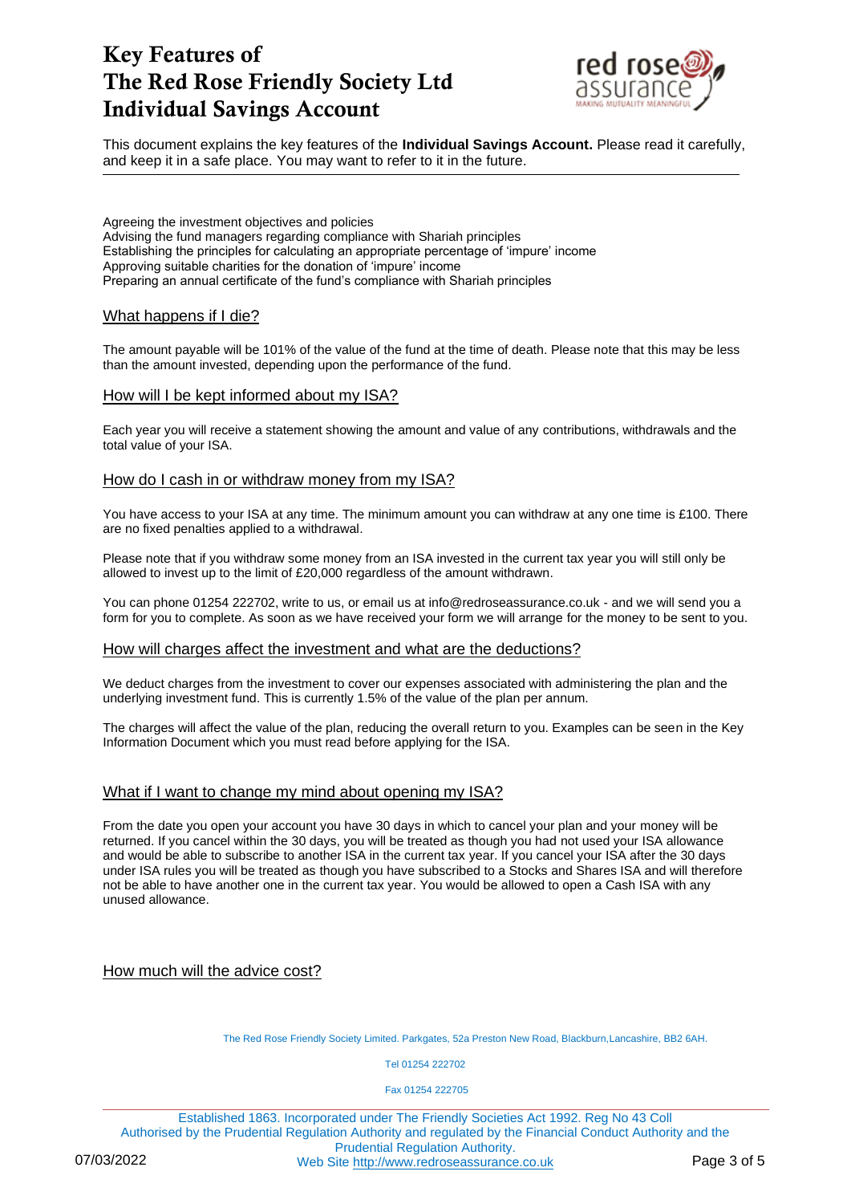# Key Features of The Red Rose Friendly Society Ltd Individual Savings Account

This document explains the key features of the **Individual Savings Account.** Please read it carefully, and keep it in a safe place. You may want to refer to it in the future.

Agreeing the investment objectives and policies
Advising the fund managers regarding compliance with Shariah principles
Establishing the principles for calculating an appropriate percentage of 'impure' income
Approving suitable charities for the donation of 'impure' income
Preparing an annual certificate of the fund's compliance with Shariah principles

## What happens if I die?

The amount payable will be 101% of the value of the fund at the time of death. Please note that this may be less than the amount invested, depending upon the performance of the fund.

## How will I be kept informed about my ISA?

Each year you will receive a statement showing the amount and value of any contributions, withdrawals and the total value of your ISA.

## How do I cash in or withdraw money from my ISA?

You have access to your ISA at any time. The minimum amount you can withdraw at any one time is £100. There are no fixed penalties applied to a withdrawal.

Please note that if you withdraw some money from an ISA invested in the current tax year you will still only be allowed to invest up to the limit of £20,000 regardless of the amount withdrawn.

You can phone 01254 222702, write to us, or email us at info@redroseassurance.co.uk - and we will send you a form for you to complete. As soon as we have received your form we will arrange for the money to be sent to you.

## How will charges affect the investment and what are the deductions?

We deduct charges from the investment to cover our expenses associated with administering the plan and the underlying investment fund. This is currently 1.5% of the value of the plan per annum.

The charges will affect the value of the plan, reducing the overall return to you. Examples can be seen in the Key Information Document which you must read before applying for the ISA.

## What if I want to change my mind about opening my ISA?

From the date you open your account you have 30 days in which to cancel your plan and your money will be returned. If you cancel within the 30 days, you will be treated as though you had not used your ISA allowance and would be able to subscribe to another ISA in the current tax year. If you cancel your ISA after the 30 days under ISA rules you will be treated as though you have subscribed to a Stocks and Shares ISA and will therefore not be able to have another one in the current tax year. You would be allowed to open a Cash ISA with any unused allowance.

## How much will the advice cost?

The Red Rose Friendly Society Limited. Parkgates, 52a Preston New Road, Blackburn,Lancashire, BB2 6AH.

Tel 01254 222702

Fax 01254 222705

Established 1863. Incorporated under The Friendly Societies Act 1992. Reg No 43 Coll
Authorised by the Prudential Regulation Authority and regulated by the Financial Conduct Authority and the Prudential Regulation Authority.
Web Site http://www.redroseassurance.co.uk

07/03/2022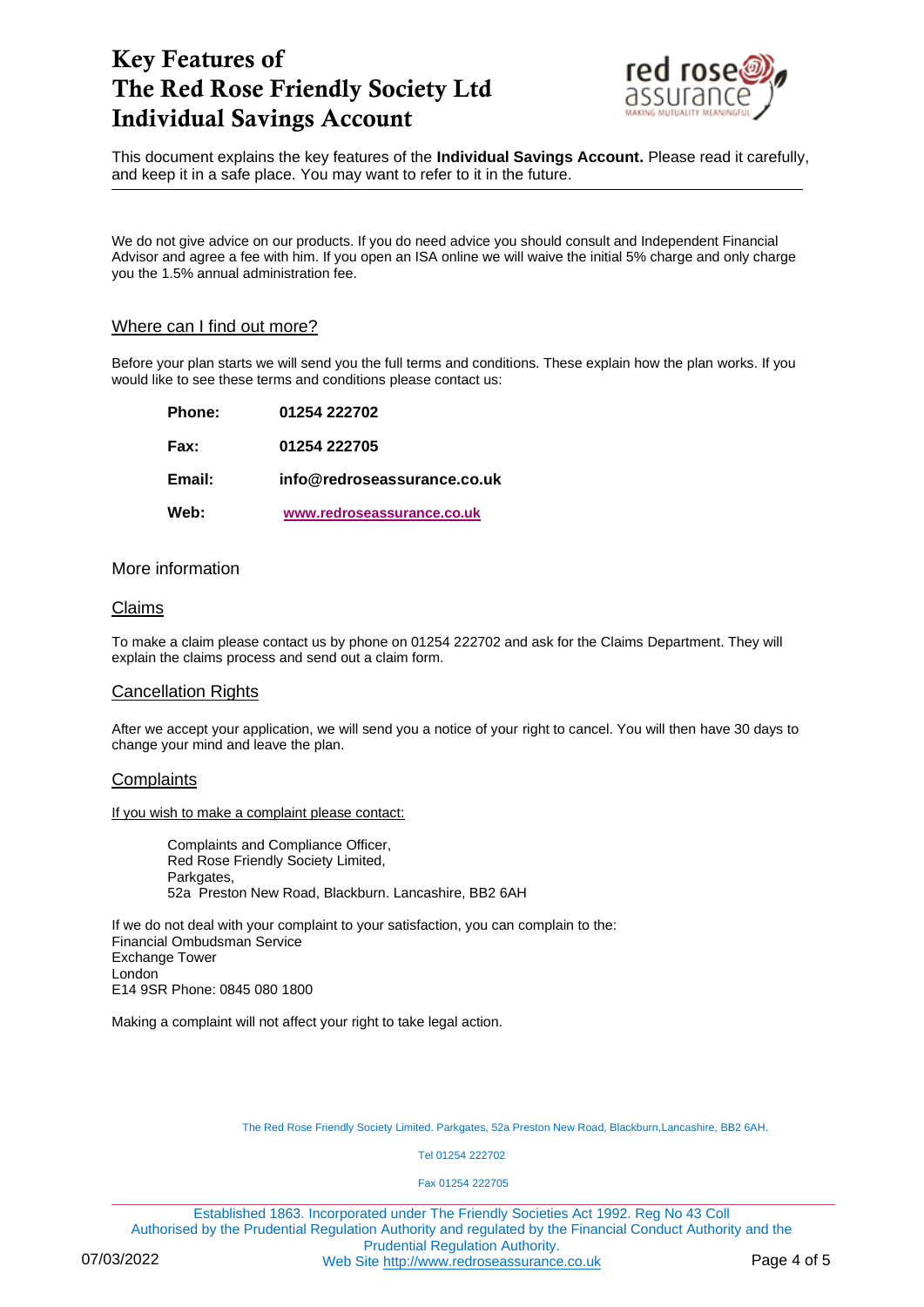# Key Features of The Red Rose Friendly Society Ltd Individual Savings Account

This document explains the key features of the **Individual Savings Account.** Please read it carefully, and keep it in a safe place. You may want to refer to it in the future.

---

We do not give advice on our products. If you do need advice you should consult and Independent Financial Advisor and agree a fee with him. If you open an ISA online we will waive the initial 5% charge and only charge you the 1.5% annual administration fee.

## Where can I find out more?

Before your plan starts we will send you the full terms and conditions. These explain how the plan works. If you would like to see these terms and conditions please contact us:

| | |
|---|---|
| **Phone:** | **01254 222702** |
| **Fax:** | **01254 222705** |
| **Email:** | **info@redroseassurance.co.uk** |
| **Web:** | **www.redroseassurance.co.uk** |

## More information

### Claims

To make a claim please contact us by phone on 01254 222702 and ask for the Claims Department. They will explain the claims process and send out a claim form.

### Cancellation Rights

After we accept your application, we will send you a notice of your right to cancel. You will then have 30 days to change your mind and leave the plan.

### Complaints

If you wish to make a complaint please contact:

Complaints and Compliance Officer,
Red Rose Friendly Society Limited,
Parkgates,
52a Preston New Road, Blackburn. Lancashire, BB2 6AH

If we do not deal with your complaint to your satisfaction, you can complain to the:
Financial Ombudsman Service
Exchange Tower
London
E14 9SR Phone: 0845 080 1800

Making a complaint will not affect your right to take legal action.

The Red Rose Friendly Society Limited. Parkgates, 52a Preston New Road, Blackburn,Lancashire, BB2 6AH.

Tel 01254 222702

Fax 01254 222705

Established 1863. Incorporated under The Friendly Societies Act 1992. Reg No 43 Coll
Authorised by the Prudential Regulation Authority and regulated by the Financial Conduct Authority and the Prudential Regulation Authority.
Web Site http://www.redroseassurance.co.uk

07/03/2022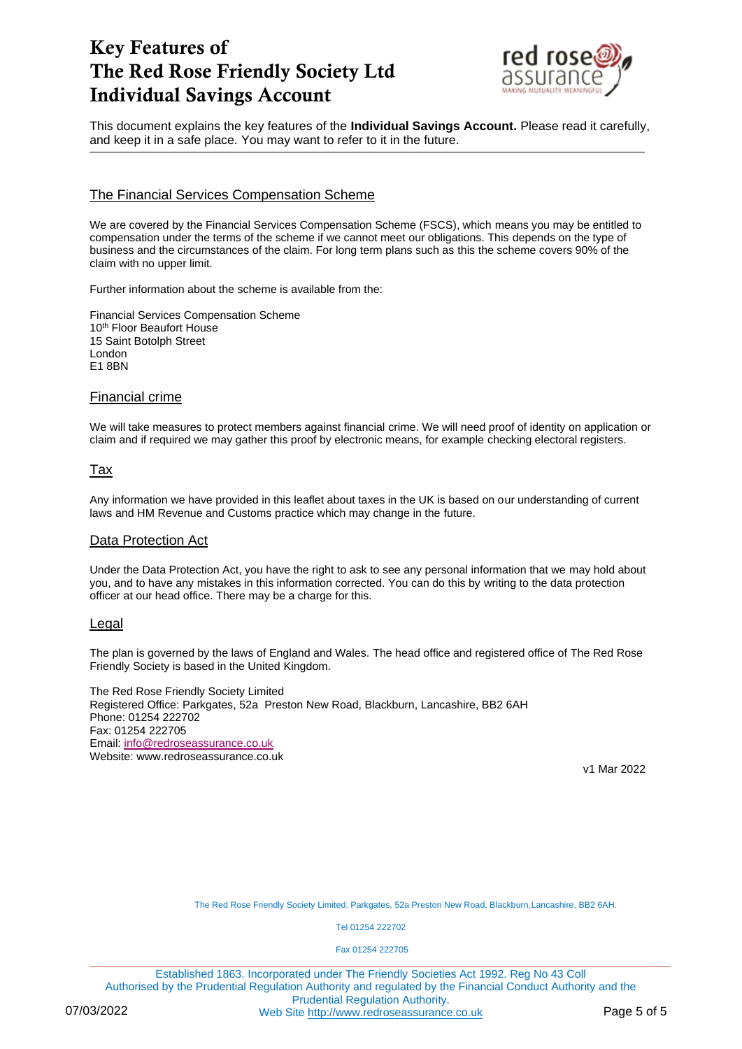# Key Features of The Red Rose Friendly Society Ltd Individual Savings Account

This document explains the key features of the **Individual Savings Account.** Please read it carefully, and keep it in a safe place. You may want to refer to it in the future.

## The Financial Services Compensation Scheme

We are covered by the Financial Services Compensation Scheme (FSCS), which means you may be entitled to compensation under the terms of the scheme if we cannot meet our obligations. This depends on the type of business and the circumstances of the claim. For long term plans such as this the scheme covers 90% of the claim with no upper limit.

Further information about the scheme is available from the:

Financial Services Compensation Scheme
10th Floor Beaufort House
15 Saint Botolph Street
London
E1 8BN

## Financial crime

We will take measures to protect members against financial crime. We will need proof of identity on application or claim and if required we may gather this proof by electronic means, for example checking electoral registers.

## Tax

Any information we have provided in this leaflet about taxes in the UK is based on our understanding of current laws and HM Revenue and Customs practice which may change in the future.

## Data Protection Act

Under the Data Protection Act, you have the right to ask to see any personal information that we may hold about you, and to have any mistakes in this information corrected. You can do this by writing to the data protection officer at our head office. There may be a charge for this.

## Legal

The plan is governed by the laws of England and Wales. The head office and registered office of The Red Rose Friendly Society is based in the United Kingdom.

The Red Rose Friendly Society Limited
Registered Office: Parkgates, 52a Preston New Road, Blackburn, Lancashire, BB2 6AH
Phone: 01254 222702
Fax: 01254 222705
Email: info@redroseassurance.co.uk
Website: www.redroseassurance.co.uk

v1 Mar 2022

The Red Rose Friendly Society Limited. Parkgates, 52a Preston New Road, Blackburn,Lancashire, BB2 6AH.

Tel 01254 222702

Fax 01254 222705

Established 1863. Incorporated under The Friendly Societies Act 1992. Reg No 43 Coll
Authorised by the Prudential Regulation Authority and regulated by the Financial Conduct Authority and the Prudential Regulation Authority.
Web Site http://www.redroseassurance.co.uk